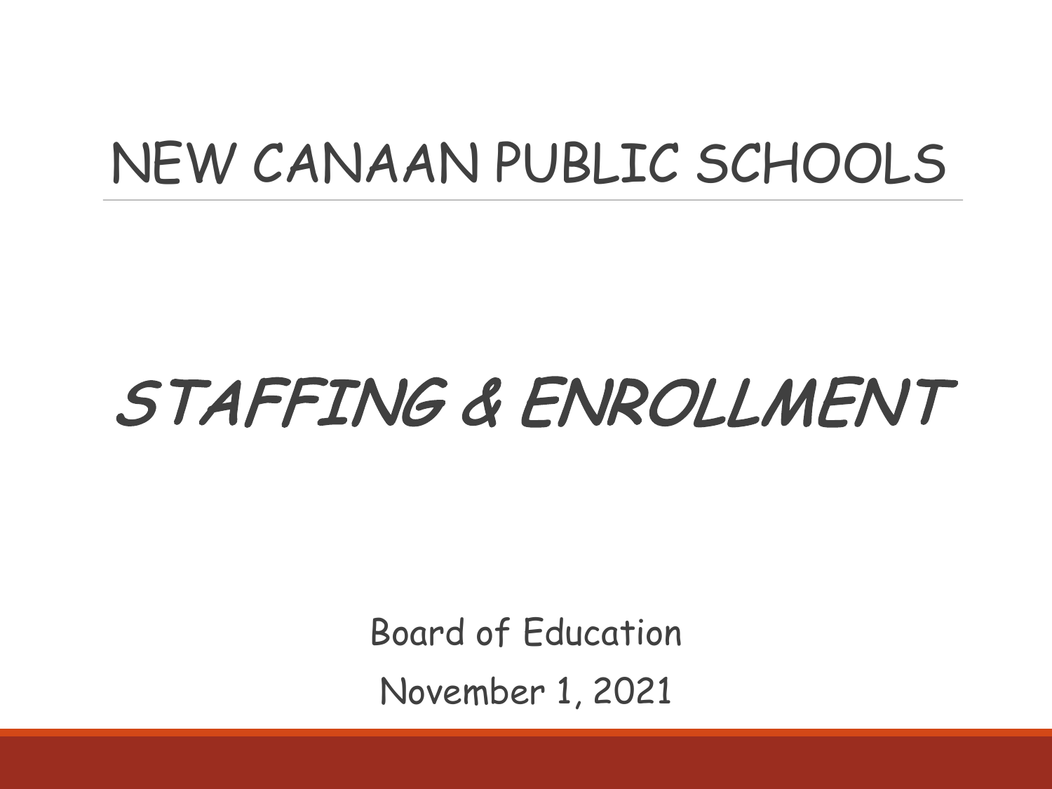# NEW CANAAN PUBLIC SCHOOLS

## *STAFFING & ENROLLMENT*

Board of Education

November 1, 2021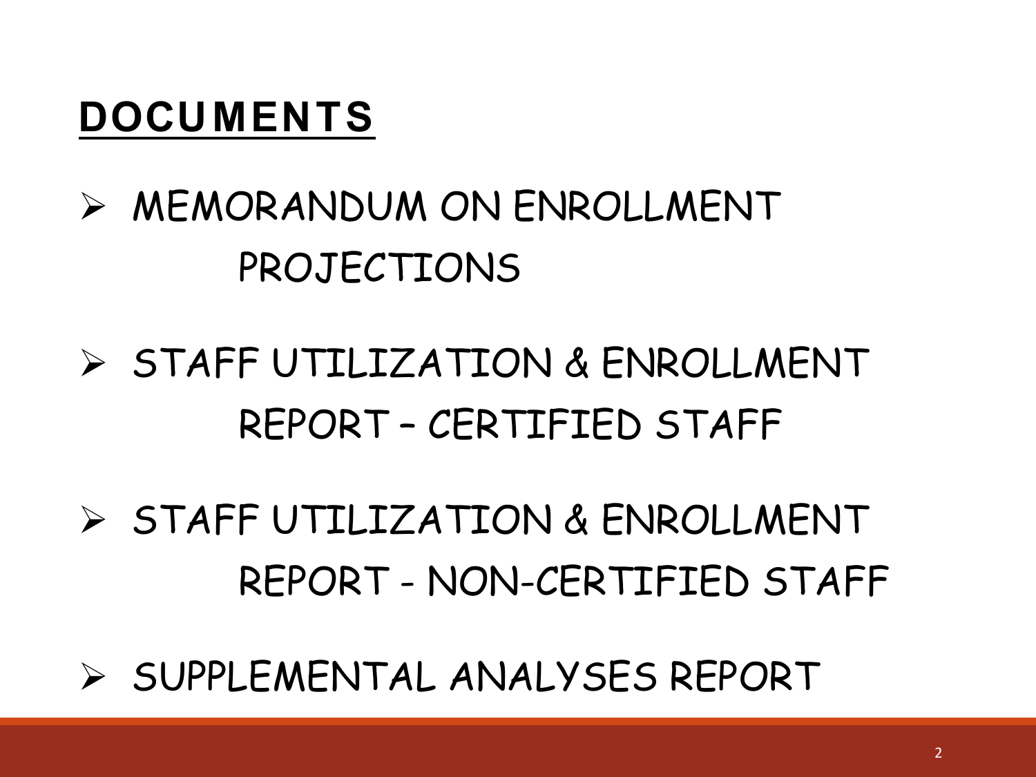## DOCUMENTS

- MEMORANDUM ON ENROLLMENT PROJECTIONS
- STAFF UTILIZATION & ENROLLMENT REPORT – CERTIFIED STAFF
- STAFF UTILIZATION & ENROLLMENT REPORT - NON-CERTIFIED STAFF
- SUPPLEMENTAL ANALYSES REPORT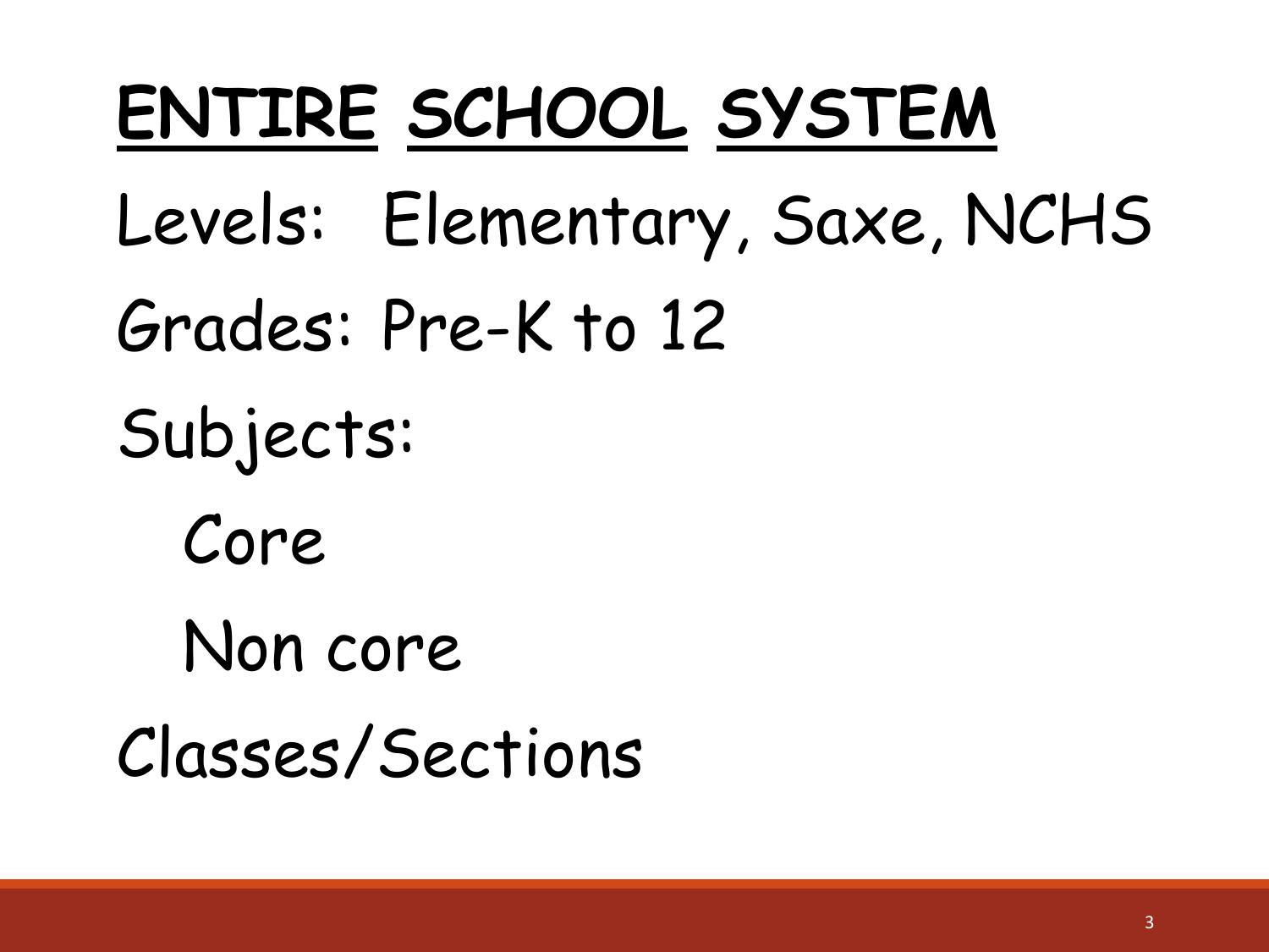# ENTIRE SCHOOL SYSTEM

Levels: Elementary, Saxe, NCHS

Grades: Pre-K to 12

Subjects:

- Core
- Non core

Classes/Sections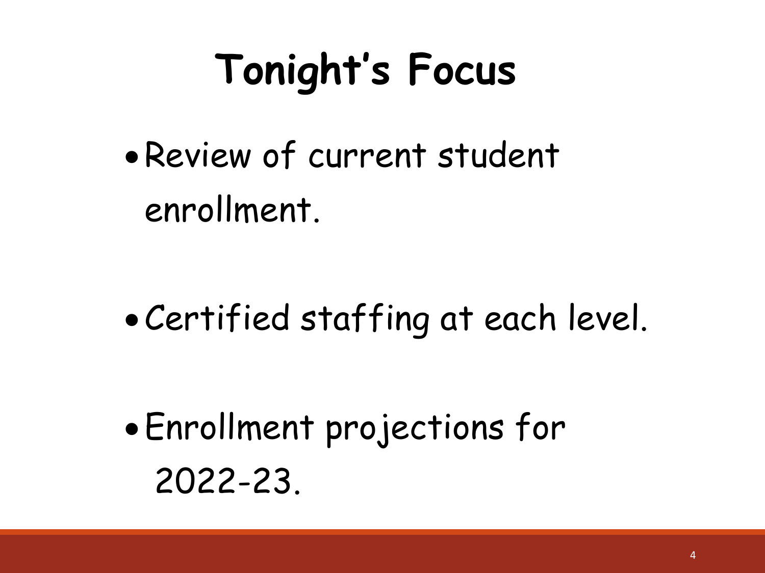# Tonight's Focus

- Review of current student enrollment.
- Certified staffing at each level.
- Enrollment projections for 2022-23.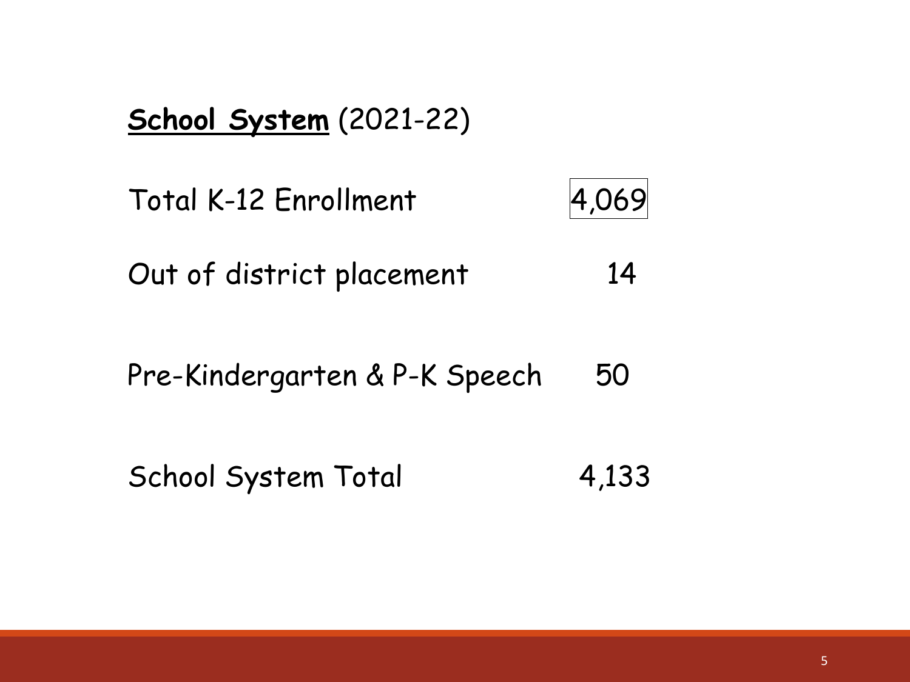**<u>School System</u>** (2021-22)

| | |
|---|---|
| Total K-12 Enrollment | 4,069 |
| Out of district placement | 14 |
| Pre-Kindergarten & P-K Speech | 50 |
| School System Total | 4,133 |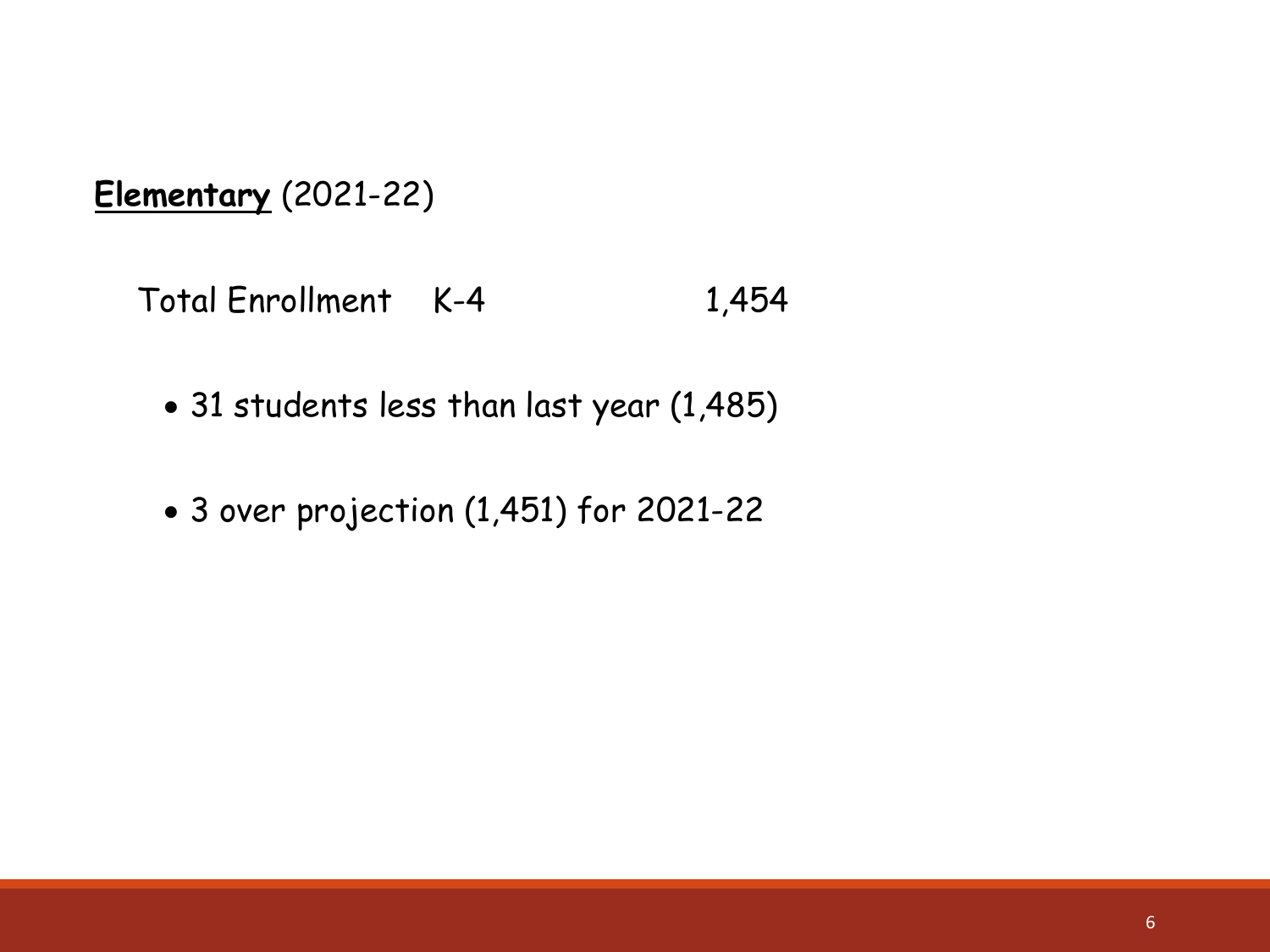**<u>Elementary</u>** (2021-22)

Total Enrollment K-4 1,454

- 31 students less than last year (1,485)
- 3 over projection (1,451) for 2021-22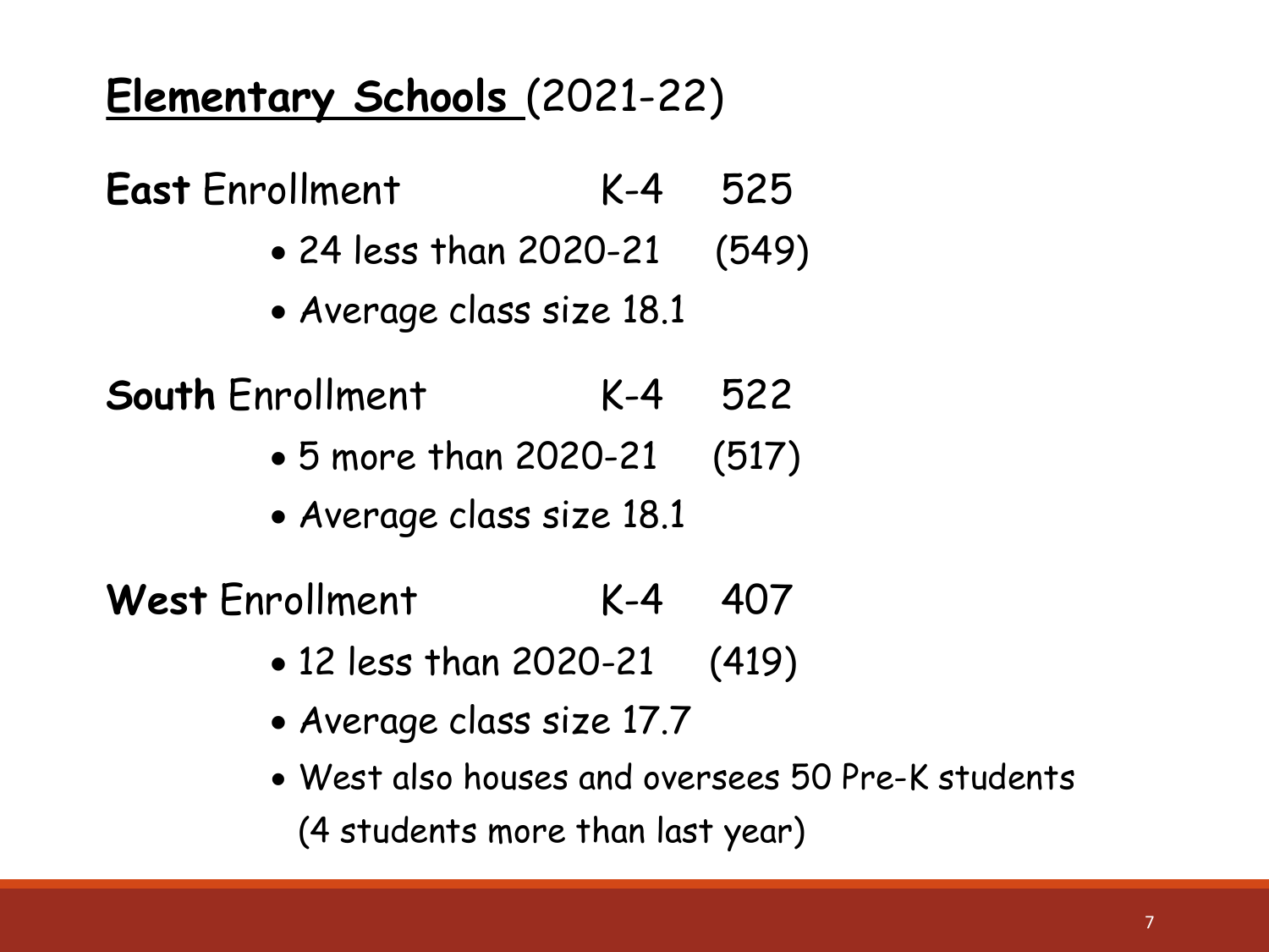# Elementary Schools (2021-22)

**East** Enrollment K-4 525

- 24 less than 2020-21 (549)
- Average class size 18.1

**South** Enrollment K-4 522

- 5 more than 2020-21 (517)
- Average class size 18.1

**West** Enrollment K-4 407

- 12 less than 2020-21 (419)
- Average class size 17.7
- West also houses and oversees 50 Pre-K students (4 students more than last year)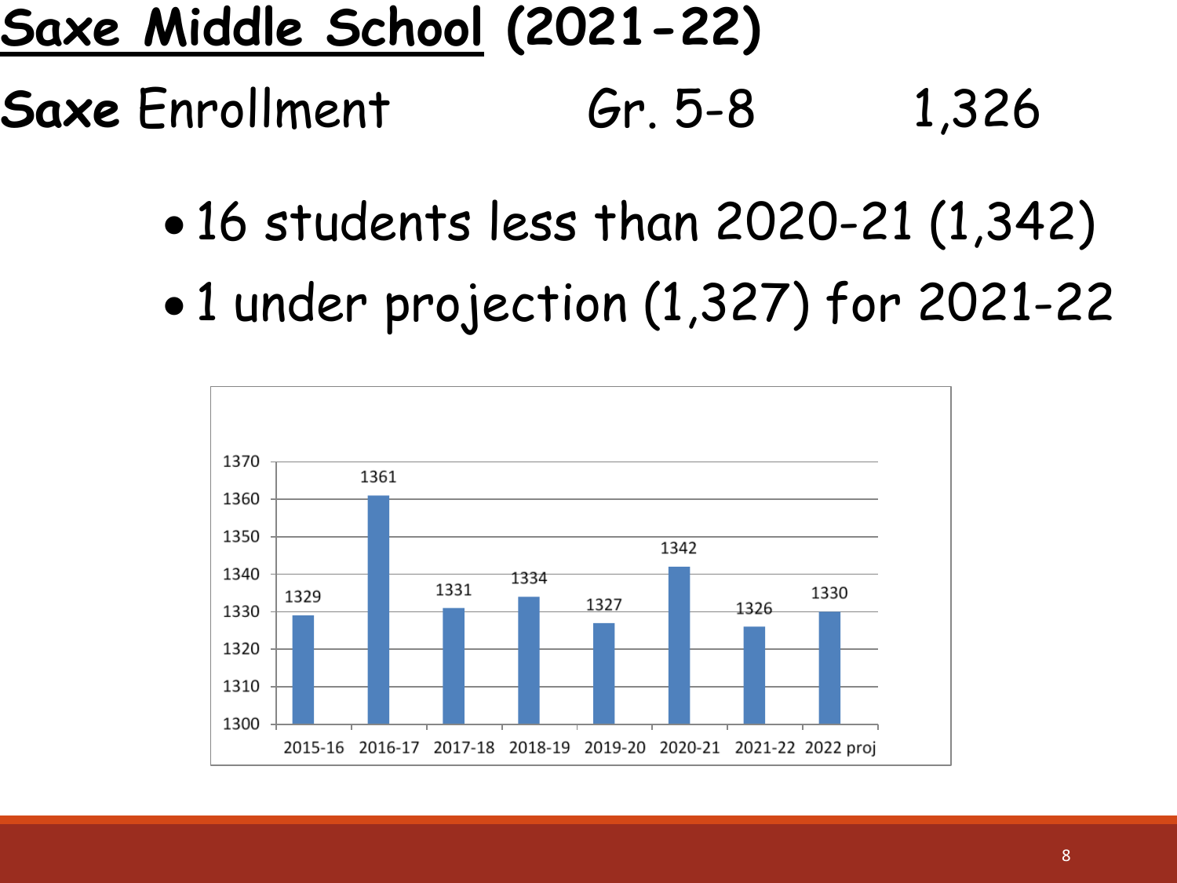# Saxe Middle School (2021-22)

**Saxe** Enrollment Gr. 5-8 1,326

- 16 students less than 2020-21 (1,342)
- 1 under projection (1,327) for 2021-22

| Year | Enrollment |
|---|---|
| 2015-16 | 1329 |
| 2016-17 | 1361 |
| 2017-18 | 1331 |
| 2018-19 | 1334 |
| 2019-20 | 1327 |
| 2020-21 | 1342 |
| 2021-22 | 1326 |
| 2022 proj | 1330 |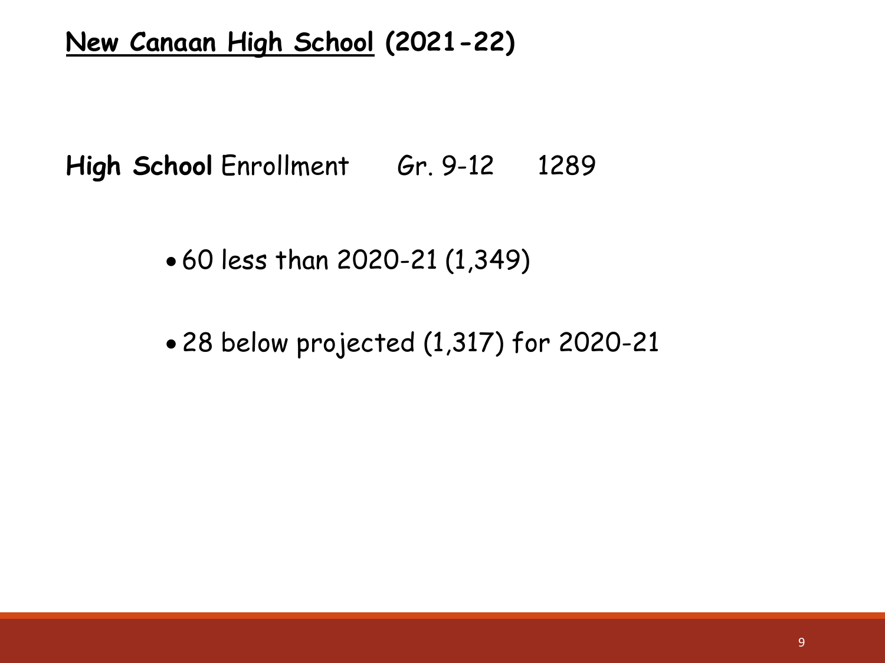# New Canaan High School (2021-22)

**High School** Enrollment Gr. 9-12 1289

- 60 less than 2020-21 (1,349)
- 28 below projected (1,317) for 2020-21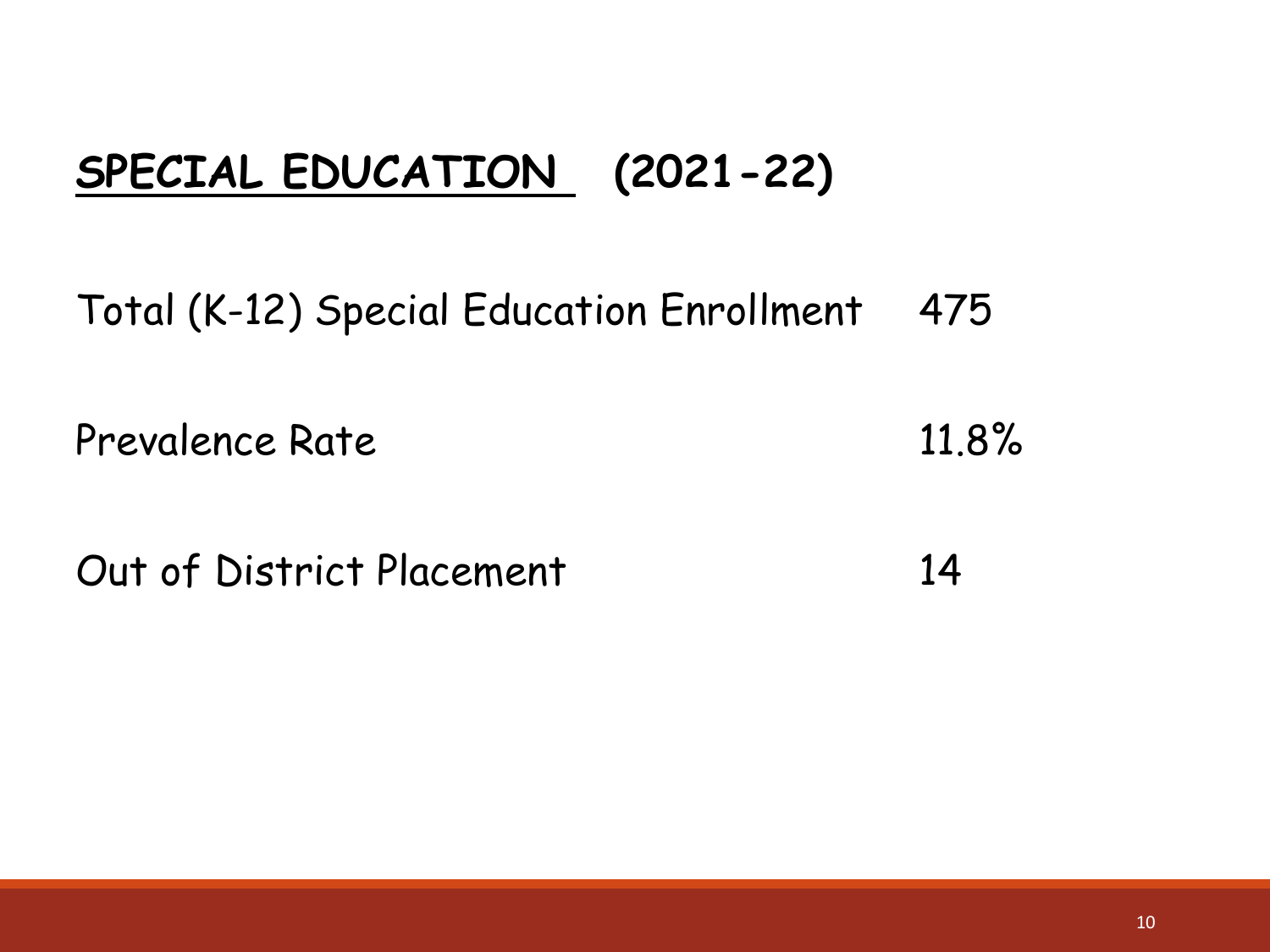## SPECIAL EDUCATION (2021-22)

| | |
|---|---|
| Total (K-12) Special Education Enrollment | 475 |
| Prevalence Rate | 11.8% |
| Out of District Placement | 14 |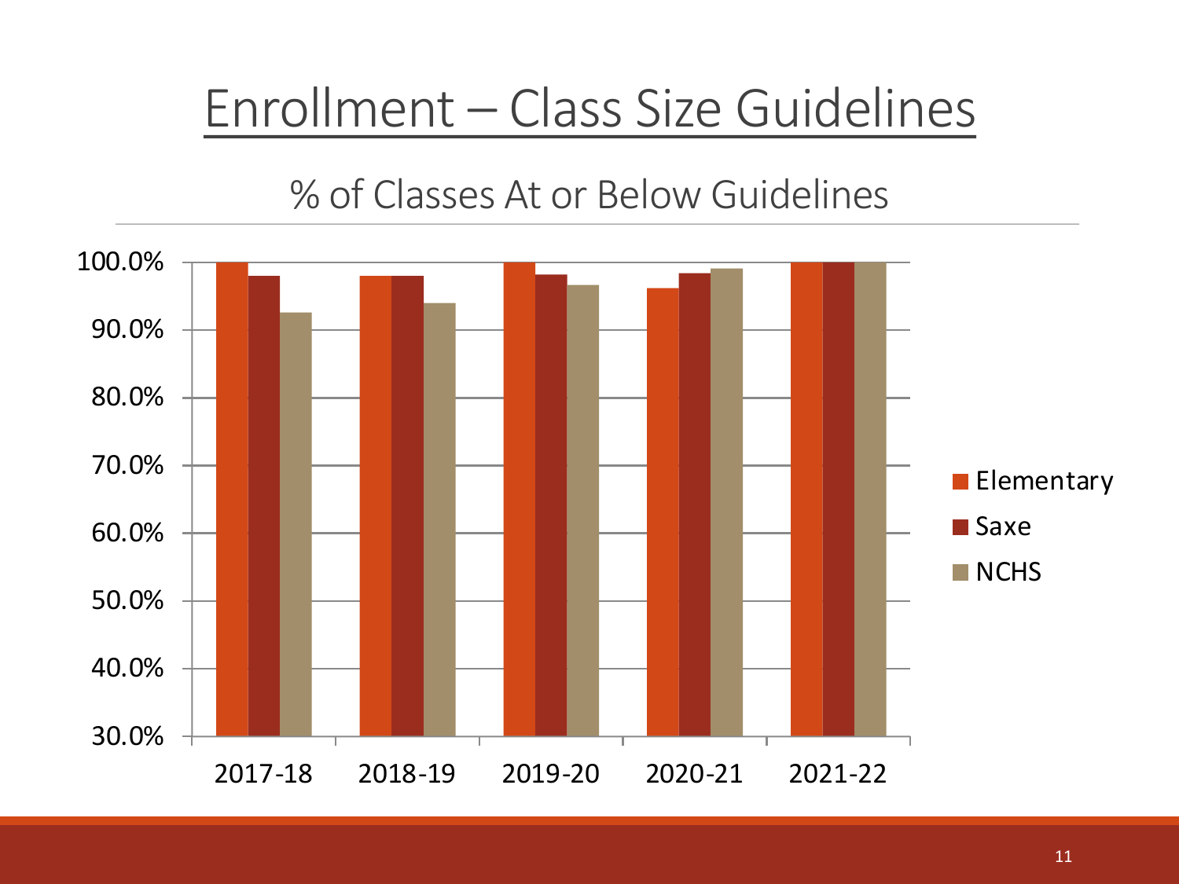# Enrollment – Class Size Guidelines

## % of Classes At or Below Guidelines

| | Elementary | Saxe | NCHS |
|---|---|---|---|
| 2017-18 | 100.0% | 98.0% | 92.5% |
| 2018-19 | 98.0% | 98.0% | 94.0% |
| 2019-20 | 100.0% | 98.2% | 96.7% |
| 2020-21 | 96.2% | 98.4% | 99.1% |
| 2021-22 | 100.0% | 100.0% | 100.0% |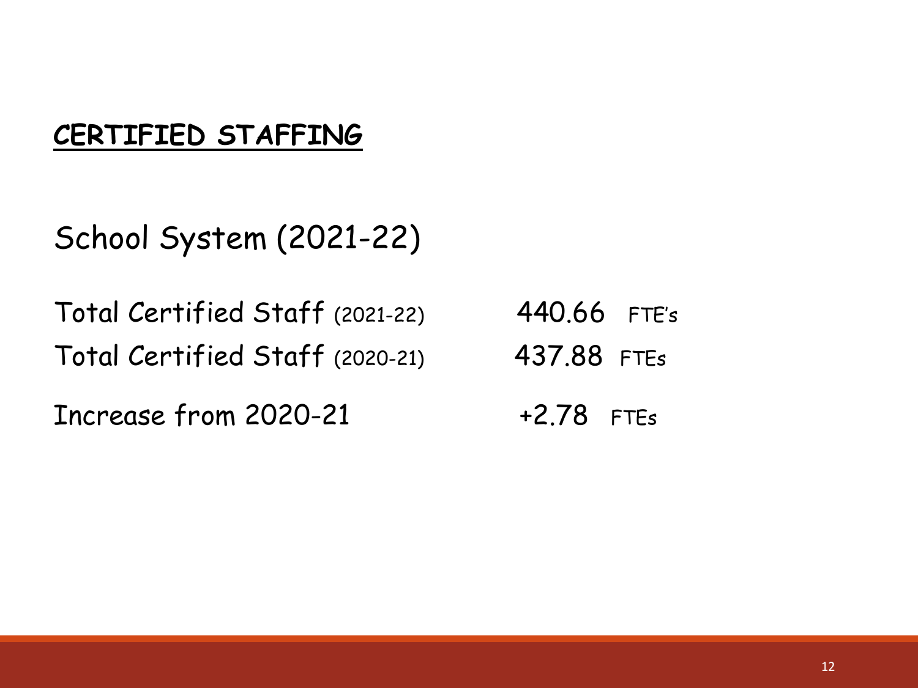## CERTIFIED STAFFING

School System (2021-22)

| | |
|---|---|
| Total Certified Staff (2021-22) | 440.66 FTE's |
| Total Certified Staff (2020-21) | 437.88 FTEs |
| Increase from 2020-21 | +2.78 FTEs |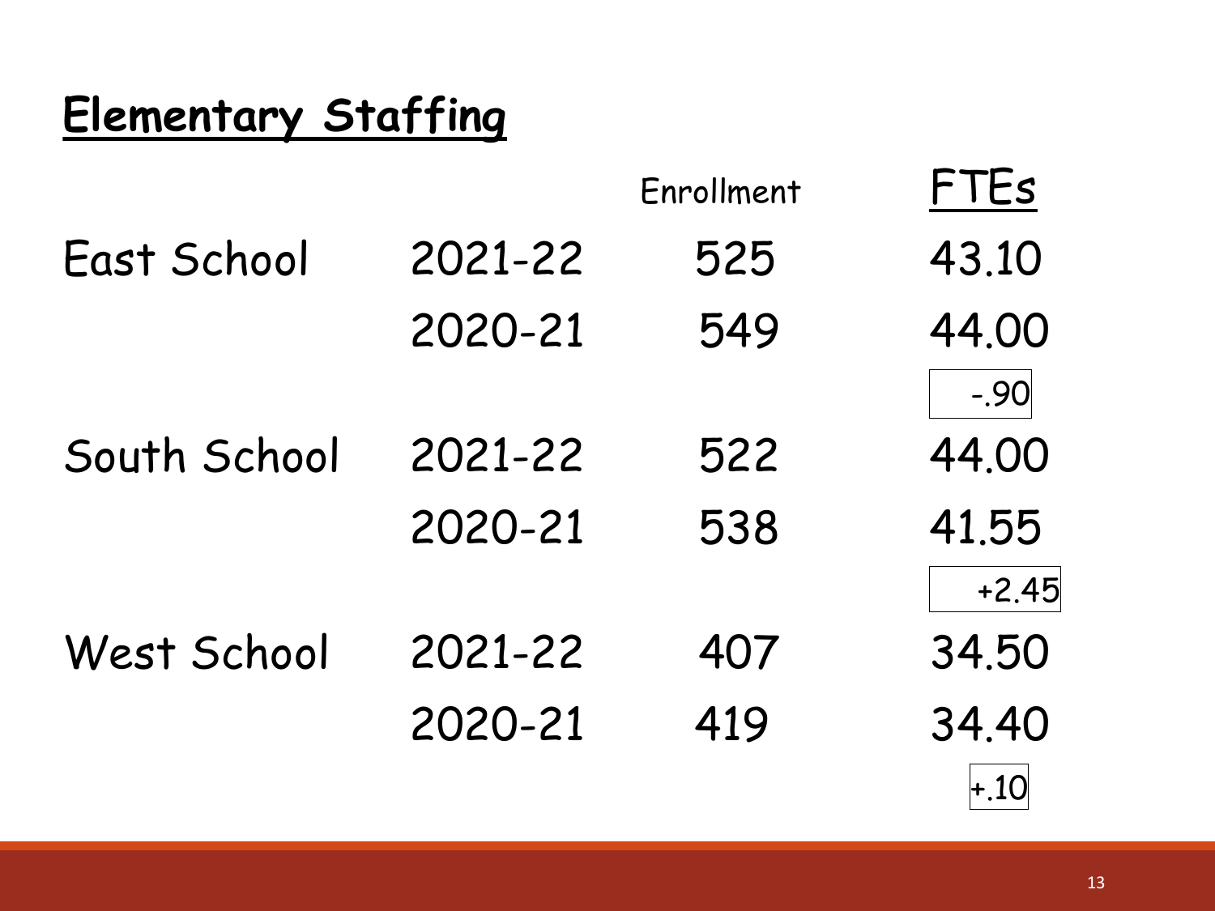## Elementary Staffing

| | | Enrollment | FTEs |
|---|---|---|---|
| East School | 2021-22 | 525 | 43.10 |
| | 2020-21 | 549 | 44.00 |
| | | | -.90 |
| South School | 2021-22 | 522 | 44.00 |
| | 2020-21 | 538 | 41.55 |
| | | | +2.45 |
| West School | 2021-22 | 407 | 34.50 |
| | 2020-21 | 419 | 34.40 |
| | | | +.10 |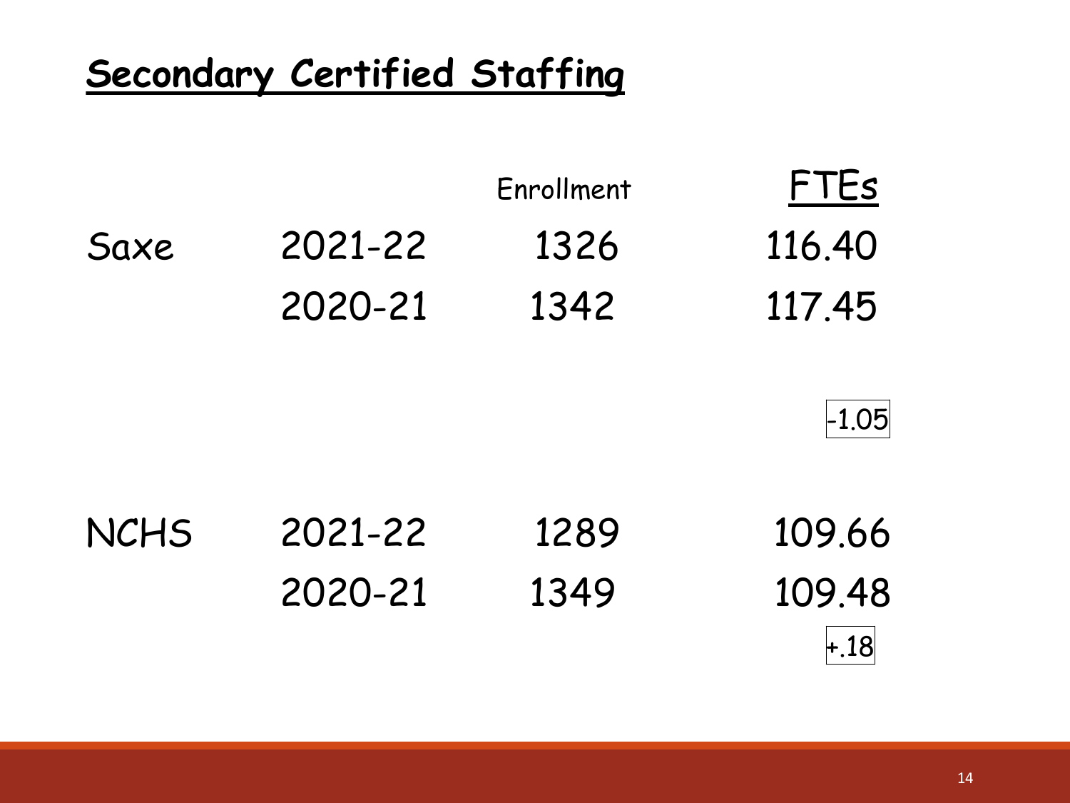## Secondary Certified Staffing

| | | Enrollment | FTEs |
|---|---|---|---|
| Saxe | 2021-22 | 1326 | 116.40 |
| | 2020-21 | 1342 | 117.45 |
| | | | -1.05 |
| NCHS | 2021-22 | 1289 | 109.66 |
| | 2020-21 | 1349 | 109.48 |
| | | | +.18 |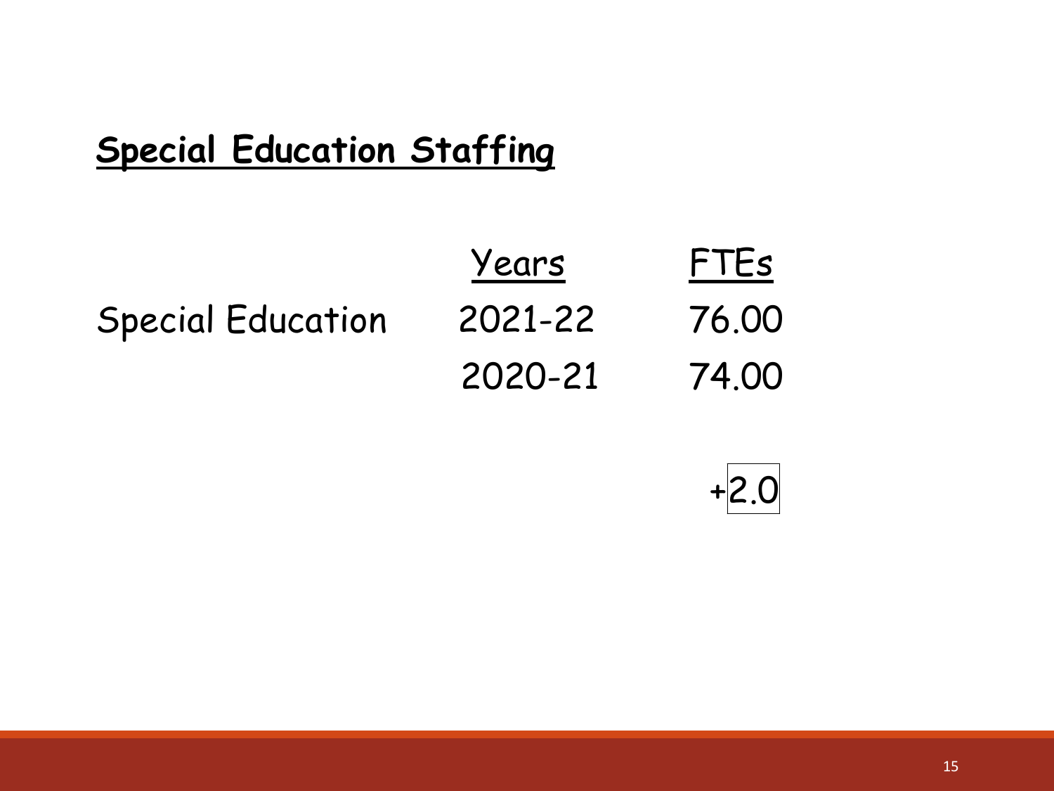## Special Education Staffing

| | Years | FTEs |
|---|---|---|
| Special Education | 2021-22 | 76.00 |
| | 2020-21 | 74.00 |
| | | +2.0 |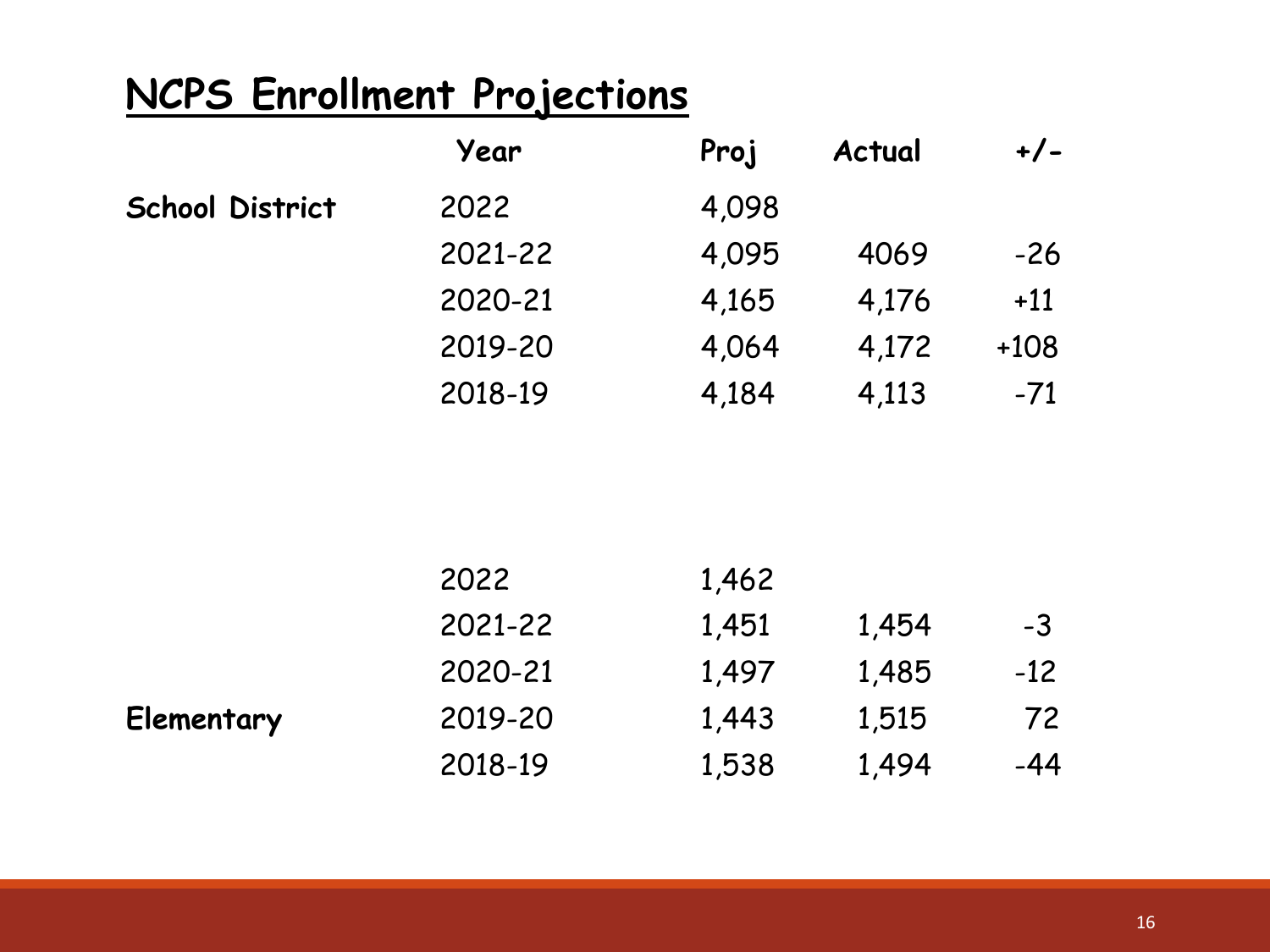## NCPS Enrollment Projections

| | Year | Proj | Actual | +/- |
|---|---|---|---|---|
| **School District** | 2022 | 4,098 | | |
| | 2021-22 | 4,095 | 4069 | -26 |
| | 2020-21 | 4,165 | 4,176 | +11 |
| | 2019-20 | 4,064 | 4,172 | +108 |
| | 2018-19 | 4,184 | 4,113 | -71 |
| | 2022 | 1,462 | | |
| | 2021-22 | 1,451 | 1,454 | -3 |
| | 2020-21 | 1,497 | 1,485 | -12 |
| **Elementary** | 2019-20 | 1,443 | 1,515 | 72 |
| | 2018-19 | 1,538 | 1,494 | -44 |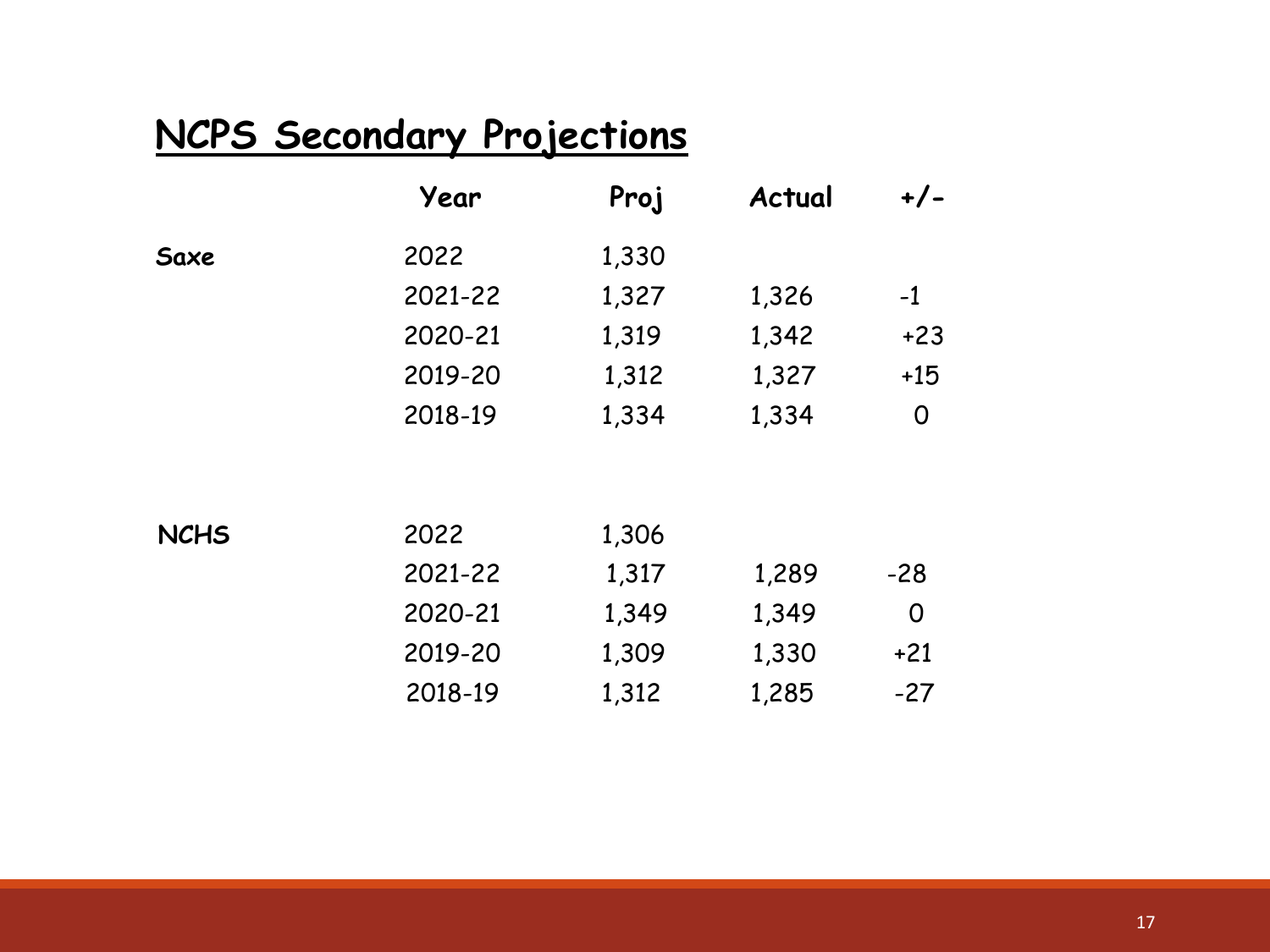## NCPS Secondary Projections

| | Year | Proj | Actual | +/- |
|---|---|---|---|---|
| **Saxe** | 2022 | 1,330 | | |
| | 2021-22 | 1,327 | 1,326 | -1 |
| | 2020-21 | 1,319 | 1,342 | +23 |
| | 2019-20 | 1,312 | 1,327 | +15 |
| | 2018-19 | 1,334 | 1,334 | 0 |
| **NCHS** | 2022 | 1,306 | | |
| | 2021-22 | 1,317 | 1,289 | -28 |
| | 2020-21 | 1,349 | 1,349 | 0 |
| | 2019-20 | 1,309 | 1,330 | +21 |
| | 2018-19 | 1,312 | 1,285 | -27 |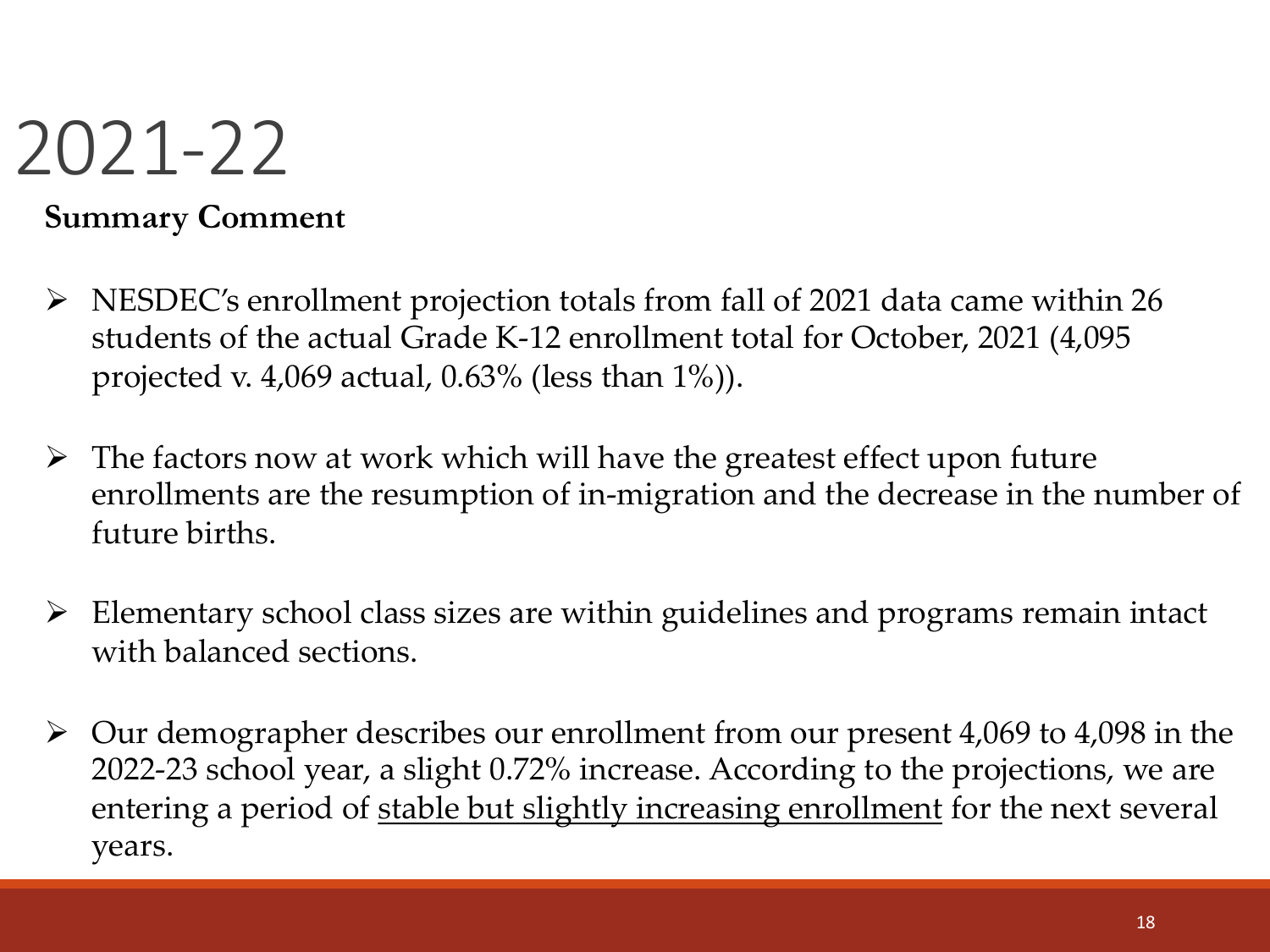# 2021-22

**Summary Comment**

- NESDEC's enrollment projection totals from fall of 2021 data came within 26 students of the actual Grade K-12 enrollment total for October, 2021 (4,095 projected v. 4,069 actual, 0.63% (less than 1%)).

- The factors now at work which will have the greatest effect upon future enrollments are the resumption of in-migration and the decrease in the number of future births.

- Elementary school class sizes are within guidelines and programs remain intact with balanced sections.

- Our demographer describes our enrollment from our present 4,069 to 4,098 in the 2022-23 school year, a slight 0.72% increase. According to the projections, we are entering a period of <u>stable but slightly increasing enrollment</u> for the next several years.